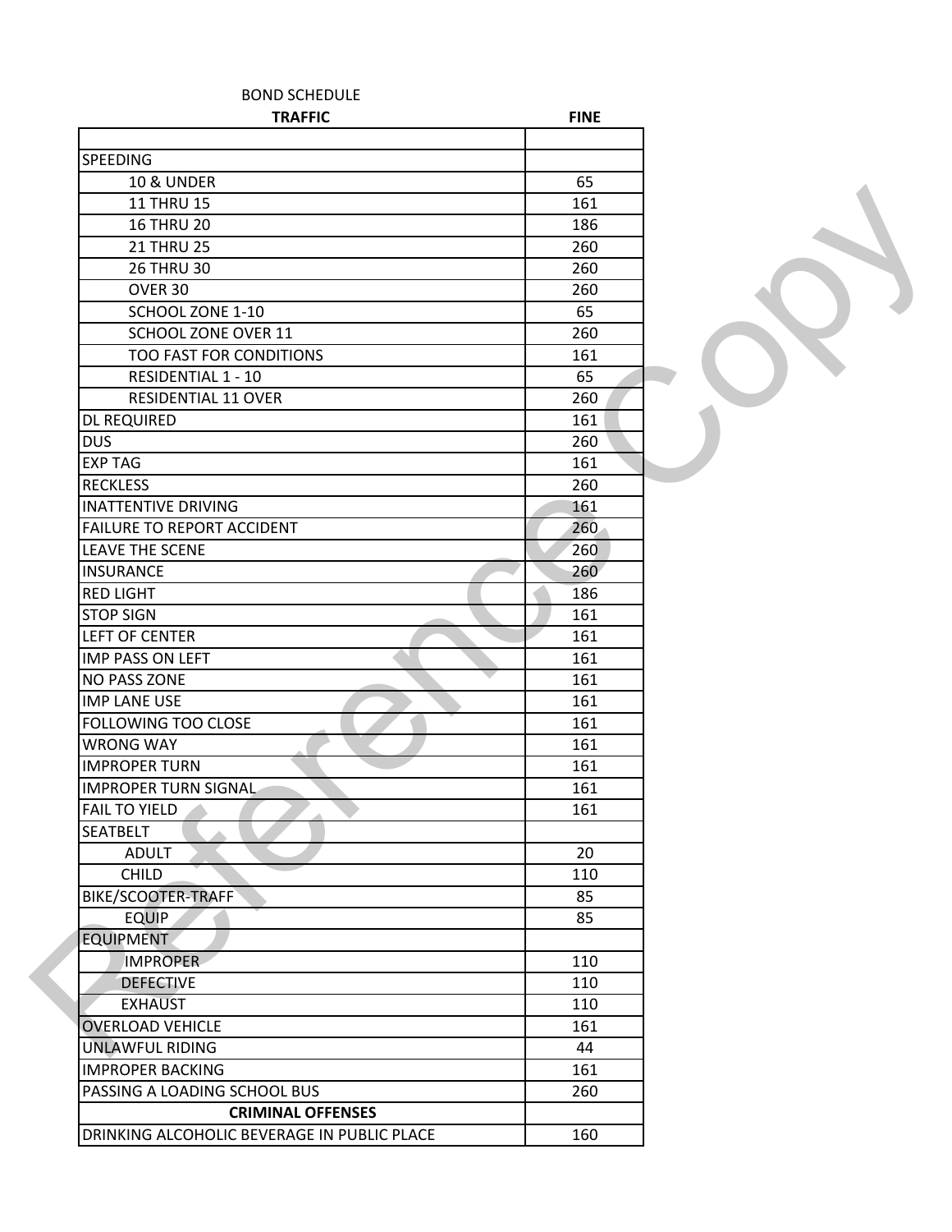BOND SCHEDULE

| TRAFFIC | FINE |
|---|---|
| | |
| SPEEDING | |
| 10 & UNDER | 65 |
| 11 THRU 15 | 161 |
| 16 THRU 20 | 186 |
| 21 THRU 25 | 260 |
| 26 THRU 30 | 260 |
| OVER 30 | 260 |
| SCHOOL ZONE 1-10 | 65 |
| SCHOOL ZONE OVER 11 | 260 |
| TOO FAST FOR CONDITIONS | 161 |
| RESIDENTIAL 1 - 10 | 65 |
| RESIDENTIAL 11 OVER | 260 |
| DL REQUIRED | 161 |
| DUS | 260 |
| EXP TAG | 161 |
| RECKLESS | 260 |
| INATTENTIVE DRIVING | 161 |
| FAILURE TO REPORT ACCIDENT | 260 |
| LEAVE THE SCENE | 260 |
| INSURANCE | 260 |
| RED LIGHT | 186 |
| STOP SIGN | 161 |
| LEFT OF CENTER | 161 |
| IMP PASS ON LEFT | 161 |
| NO PASS ZONE | 161 |
| IMP LANE USE | 161 |
| FOLLOWING TOO CLOSE | 161 |
| WRONG WAY | 161 |
| IMPROPER TURN | 161 |
| IMPROPER TURN SIGNAL | 161 |
| FAIL TO YIELD | 161 |
| SEATBELT | |
| ADULT | 20 |
| CHILD | 110 |
| BIKE/SCOOTER-TRAFF | 85 |
| EQUIP | 85 |
| EQUIPMENT | |
| IMPROPER | 110 |
| DEFECTIVE | 110 |
| EXHAUST | 110 |
| OVERLOAD VEHICLE | 161 |
| UNLAWFUL RIDING | 44 |
| IMPROPER BACKING | 161 |
| PASSING A LOADING SCHOOL BUS | 260 |
| **CRIMINAL OFFENSES** | |
| DRINKING ALCOHOLIC BEVERAGE IN PUBLIC PLACE | 160 |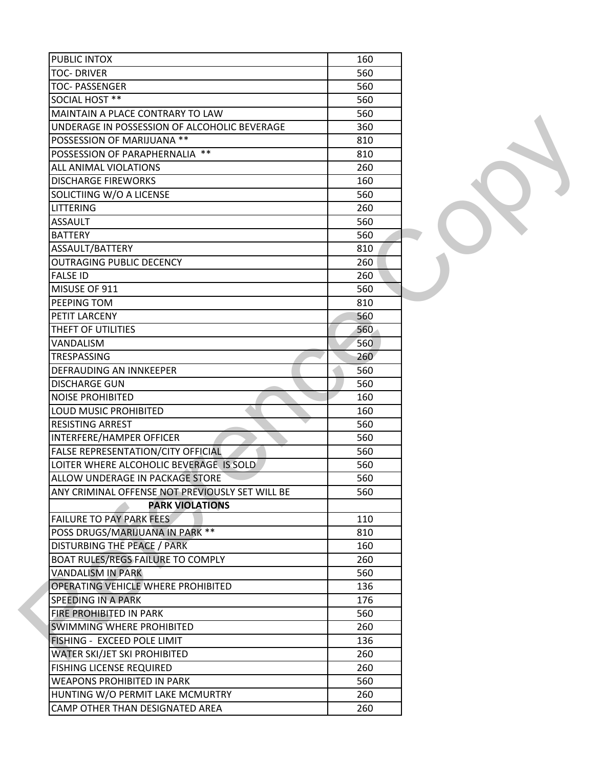| | |
|---|---|
| PUBLIC INTOX | 160 |
| TOC- DRIVER | 560 |
| TOC- PASSENGER | 560 |
| SOCIAL HOST ** | 560 |
| MAINTAIN A PLACE CONTRARY TO LAW | 560 |
| UNDERAGE IN POSSESSION OF ALCOHOLIC BEVERAGE | 360 |
| POSSESSION OF MARIJUANA ** | 810 |
| POSSESSION OF PARAPHERNALIA ** | 810 |
| ALL ANIMAL VIOLATIONS | 260 |
| DISCHARGE FIREWORKS | 160 |
| SOLICTIING W/O A LICENSE | 560 |
| LITTERING | 260 |
| ASSAULT | 560 |
| BATTERY | 560 |
| ASSAULT/BATTERY | 810 |
| OUTRAGING PUBLIC DECENCY | 260 |
| FALSE ID | 260 |
| MISUSE OF 911 | 560 |
| PEEPING TOM | 810 |
| PETIT LARCENY | 560 |
| THEFT OF UTILITIES | 560 |
| VANDALISM | 560 |
| TRESPASSING | 260 |
| DEFRAUDING AN INNKEEPER | 560 |
| DISCHARGE GUN | 560 |
| NOISE PROHIBITED | 160 |
| LOUD MUSIC PROHIBITED | 160 |
| RESISTING ARREST | 560 |
| INTERFERE/HAMPER OFFICER | 560 |
| FALSE REPRESENTATION/CITY OFFICIAL | 560 |
| LOITER WHERE ALCOHOLIC BEVERAGE IS SOLD | 560 |
| ALLOW UNDERAGE IN PACKAGE STORE | 560 |
| ANY CRIMINAL OFFENSE NOT PREVIOUSLY SET WILL BE | 560 |
| **PARK VIOLATIONS** | |
| FAILURE TO PAY PARK FEES | 110 |
| POSS DRUGS/MARIJUANA IN PARK ** | 810 |
| DISTURBING THE PEACE / PARK | 160 |
| BOAT RULES/REGS FAILURE TO COMPLY | 260 |
| VANDALISM IN PARK | 560 |
| OPERATING VEHICLE WHERE PROHIBITED | 136 |
| SPEEDING IN A PARK | 176 |
| FIRE PROHIBITED IN PARK | 560 |
| SWIMMING WHERE PROHIBITED | 260 |
| FISHING - EXCEED POLE LIMIT | 136 |
| WATER SKI/JET SKI PROHIBITED | 260 |
| FISHING LICENSE REQUIRED | 260 |
| WEAPONS PROHIBITED IN PARK | 560 |
| HUNTING W/O PERMIT LAKE MCMURTRY | 260 |
| CAMP OTHER THAN DESIGNATED AREA | 260 |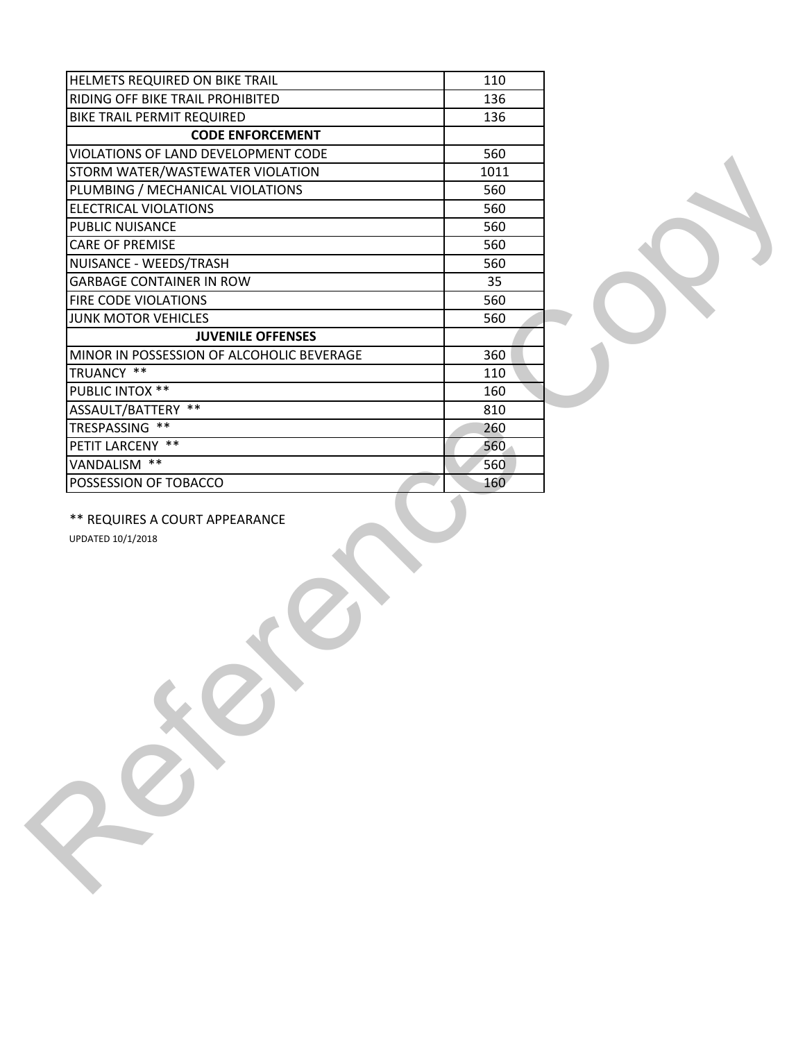| | |
|---|---|
| HELMETS REQUIRED ON BIKE TRAIL | 110 |
| RIDING OFF BIKE TRAIL PROHIBITED | 136 |
| BIKE TRAIL PERMIT REQUIRED | 136 |
| **CODE ENFORCEMENT** | |
| VIOLATIONS OF LAND DEVELOPMENT CODE | 560 |
| STORM WATER/WASTEWATER VIOLATION | 1011 |
| PLUMBING / MECHANICAL VIOLATIONS | 560 |
| ELECTRICAL VIOLATIONS | 560 |
| PUBLIC NUISANCE | 560 |
| CARE OF PREMISE | 560 |
| NUISANCE - WEEDS/TRASH | 560 |
| GARBAGE CONTAINER IN ROW | 35 |
| FIRE CODE VIOLATIONS | 560 |
| JUNK MOTOR VEHICLES | 560 |
| **JUVENILE OFFENSES** | |
| MINOR IN POSSESSION OF ALCOHOLIC BEVERAGE | 360 |
| TRUANCY ** | 110 |
| PUBLIC INTOX ** | 160 |
| ASSAULT/BATTERY ** | 810 |
| TRESPASSING ** | 260 |
| PETIT LARCENY ** | 560 |
| VANDALISM ** | 560 |
| POSSESSION OF TOBACCO | 160 |

** REQUIRES A COURT APPEARANCE

UPDATED 10/1/2018

Reference Copy